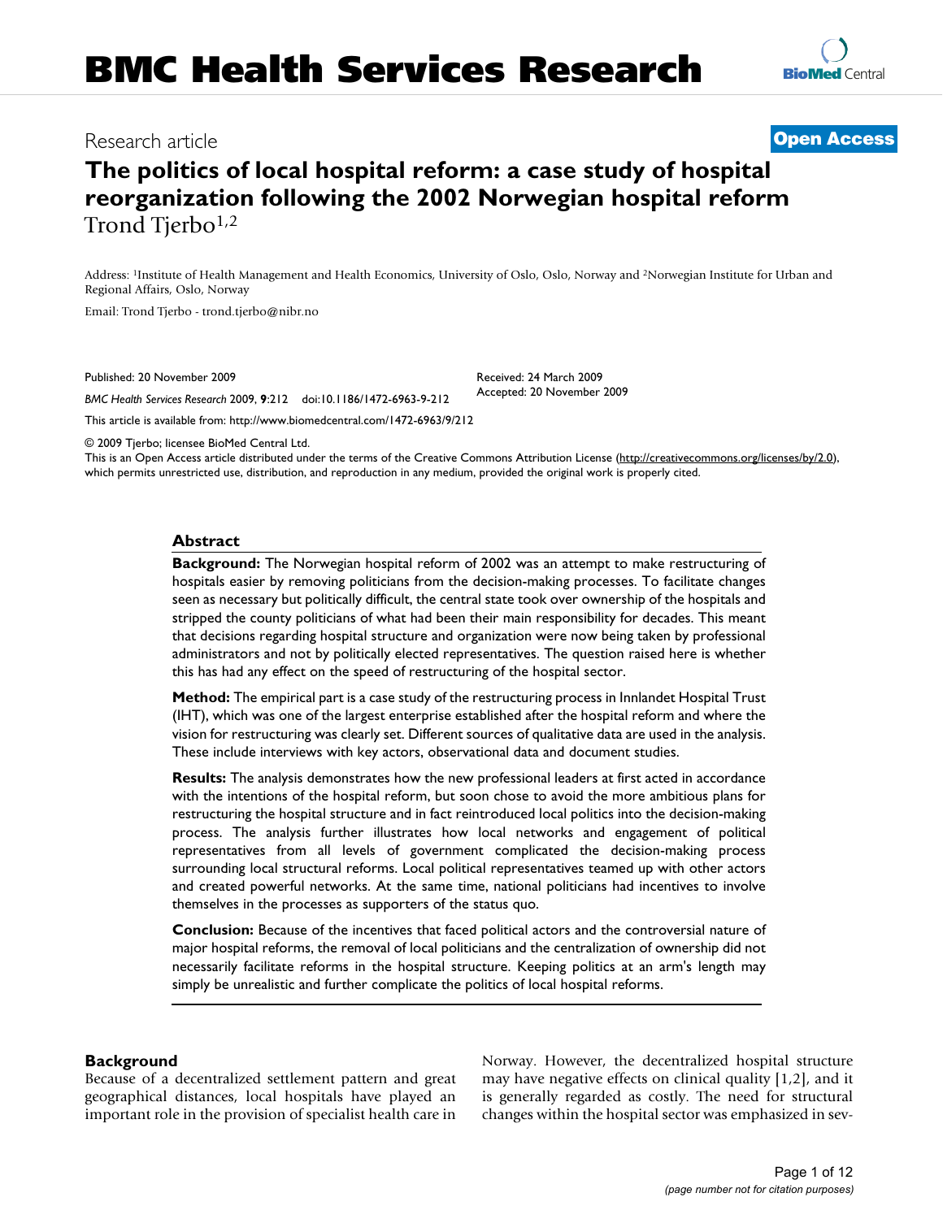Research article

**Open Access**

# The politics of local hospital reform: a case study of hospital reorganization following the 2002 Norwegian hospital reform

Trond Tjerbo[1,2]

Address: [1]Institute of Health Management and Health Economics, University of Oslo, Oslo, Norway and [2]Norwegian Institute for Urban and Regional Affairs, Oslo, Norway

Email: Trond Tjerbo - trond.tjerbo@nibr.no

Published: 20 November 2009

*BMC Health Services Research* 2009, **9**:212 doi:10.1186/1472-6963-9-212

Received: 24 March 2009
Accepted: 20 November 2009

This article is available from: http://www.biomedcentral.com/1472-6963/9/212

© 2009 Tjerbo; licensee BioMed Central Ltd.

This is an Open Access article distributed under the terms of the Creative Commons Attribution License (http://creativecommons.org/licenses/by/2.0), which permits unrestricted use, distribution, and reproduction in any medium, provided the original work is properly cited.

## Abstract

**Background:** The Norwegian hospital reform of 2002 was an attempt to make restructuring of hospitals easier by removing politicians from the decision-making processes. To facilitate changes seen as necessary but politically difficult, the central state took over ownership of the hospitals and stripped the county politicians of what had been their main responsibility for decades. This meant that decisions regarding hospital structure and organization were now being taken by professional administrators and not by politically elected representatives. The question raised here is whether this has had any effect on the speed of restructuring of the hospital sector.

**Method:** The empirical part is a case study of the restructuring process in Innlandet Hospital Trust (IHT), which was one of the largest enterprise established after the hospital reform and where the vision for restructuring was clearly set. Different sources of qualitative data are used in the analysis. These include interviews with key actors, observational data and document studies.

**Results:** The analysis demonstrates how the new professional leaders at first acted in accordance with the intentions of the hospital reform, but soon chose to avoid the more ambitious plans for restructuring the hospital structure and in fact reintroduced local politics into the decision-making process. The analysis further illustrates how local networks and engagement of political representatives from all levels of government complicated the decision-making process surrounding local structural reforms. Local political representatives teamed up with other actors and created powerful networks. At the same time, national politicians had incentives to involve themselves in the processes as supporters of the status quo.

**Conclusion:** Because of the incentives that faced political actors and the controversial nature of major hospital reforms, the removal of local politicians and the centralization of ownership did not necessarily facilitate reforms in the hospital structure. Keeping politics at an arm's length may simply be unrealistic and further complicate the politics of local hospital reforms.

## Background

Because of a decentralized settlement pattern and great geographical distances, local hospitals have played an important role in the provision of specialist health care in Norway. However, the decentralized hospital structure may have negative effects on clinical quality [1,2], and it is generally regarded as costly. The need for structural changes within the hospital sector was emphasized in sev-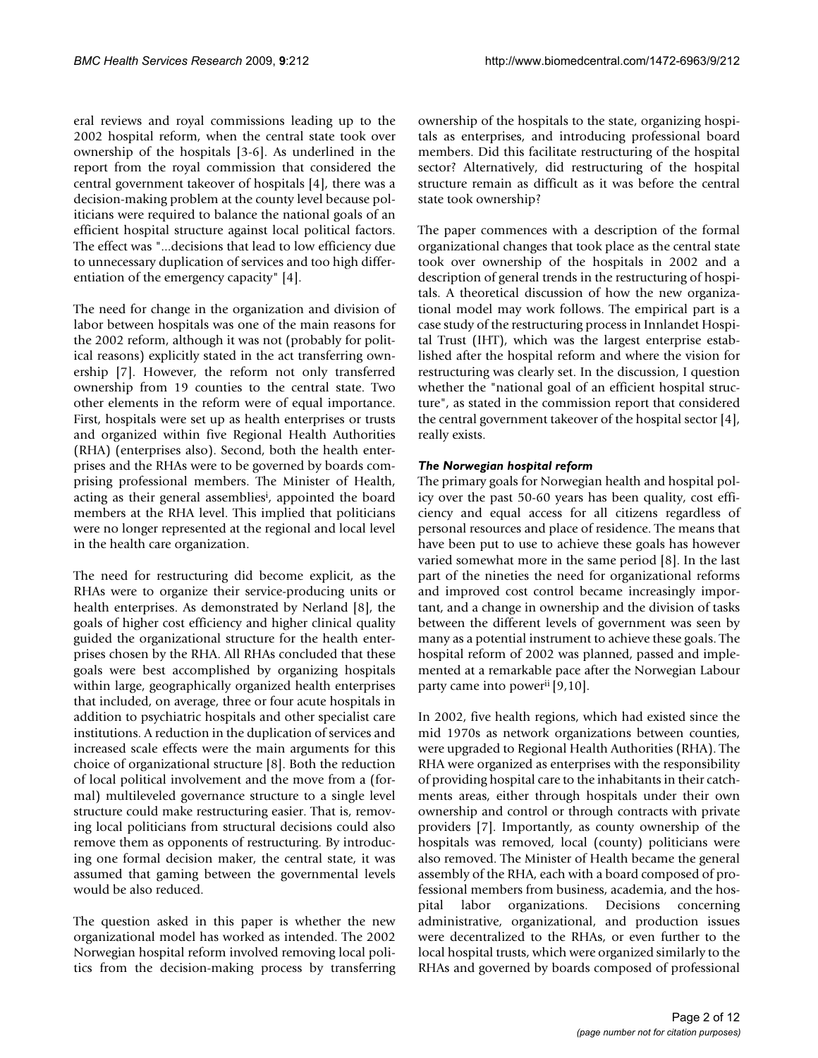eral reviews and royal commissions leading up to the 2002 hospital reform, when the central state took over ownership of the hospitals [3-6]. As underlined in the report from the royal commission that considered the central government takeover of hospitals [4], there was a decision-making problem at the county level because politicians were required to balance the national goals of an efficient hospital structure against local political factors. The effect was "...decisions that lead to low efficiency due to unnecessary duplication of services and too high differentiation of the emergency capacity" [4].

The need for change in the organization and division of labor between hospitals was one of the main reasons for the 2002 reform, although it was not (probably for political reasons) explicitly stated in the act transferring ownership [7]. However, the reform not only transferred ownership from 19 counties to the central state. Two other elements in the reform were of equal importance. First, hospitals were set up as health enterprises or trusts and organized within five Regional Health Authorities (RHA) (enterprises also). Second, both the health enterprises and the RHAs were to be governed by boards comprising professional members. The Minister of Health, acting as their general assemblies[i], appointed the board members at the RHA level. This implied that politicians were no longer represented at the regional and local level in the health care organization.

The need for restructuring did become explicit, as the RHAs were to organize their service-producing units or health enterprises. As demonstrated by Nerland [8], the goals of higher cost efficiency and higher clinical quality guided the organizational structure for the health enterprises chosen by the RHA. All RHAs concluded that these goals were best accomplished by organizing hospitals within large, geographically organized health enterprises that included, on average, three or four acute hospitals in addition to psychiatric hospitals and other specialist care institutions. A reduction in the duplication of services and increased scale effects were the main arguments for this choice of organizational structure [8]. Both the reduction of local political involvement and the move from a (formal) multileveled governance structure to a single level structure could make restructuring easier. That is, removing local politicians from structural decisions could also remove them as opponents of restructuring. By introducing one formal decision maker, the central state, it was assumed that gaming between the governmental levels would be also reduced.

The question asked in this paper is whether the new organizational model has worked as intended. The 2002 Norwegian hospital reform involved removing local politics from the decision-making process by transferring ownership of the hospitals to the state, organizing hospitals as enterprises, and introducing professional board members. Did this facilitate restructuring of the hospital sector? Alternatively, did restructuring of the hospital structure remain as difficult as it was before the central state took ownership?

The paper commences with a description of the formal organizational changes that took place as the central state took over ownership of the hospitals in 2002 and a description of general trends in the restructuring of hospitals. A theoretical discussion of how the new organizational model may work follows. The empirical part is a case study of the restructuring process in Innlandet Hospital Trust (IHT), which was the largest enterprise established after the hospital reform and where the vision for restructuring was clearly set. In the discussion, I question whether the "national goal of an efficient hospital structure", as stated in the commission report that considered the central government takeover of the hospital sector [4], really exists.

### *The Norwegian hospital reform*

The primary goals for Norwegian health and hospital policy over the past 50-60 years has been quality, cost efficiency and equal access for all citizens regardless of personal resources and place of residence. The means that have been put to use to achieve these goals has however varied somewhat more in the same period [8]. In the last part of the nineties the need for organizational reforms and improved cost control became increasingly important, and a change in ownership and the division of tasks between the different levels of government was seen by many as a potential instrument to achieve these goals. The hospital reform of 2002 was planned, passed and implemented at a remarkable pace after the Norwegian Labour party came into power[ii] [9,10].

In 2002, five health regions, which had existed since the mid 1970s as network organizations between counties, were upgraded to Regional Health Authorities (RHA). The RHA were organized as enterprises with the responsibility of providing hospital care to the inhabitants in their catchments areas, either through hospitals under their own ownership and control or through contracts with private providers [7]. Importantly, as county ownership of the hospitals was removed, local (county) politicians were also removed. The Minister of Health became the general assembly of the RHA, each with a board composed of professional members from business, academia, and the hospital labor organizations. Decisions concerning administrative, organizational, and production issues were decentralized to the RHAs, or even further to the local hospital trusts, which were organized similarly to the RHAs and governed by boards composed of professional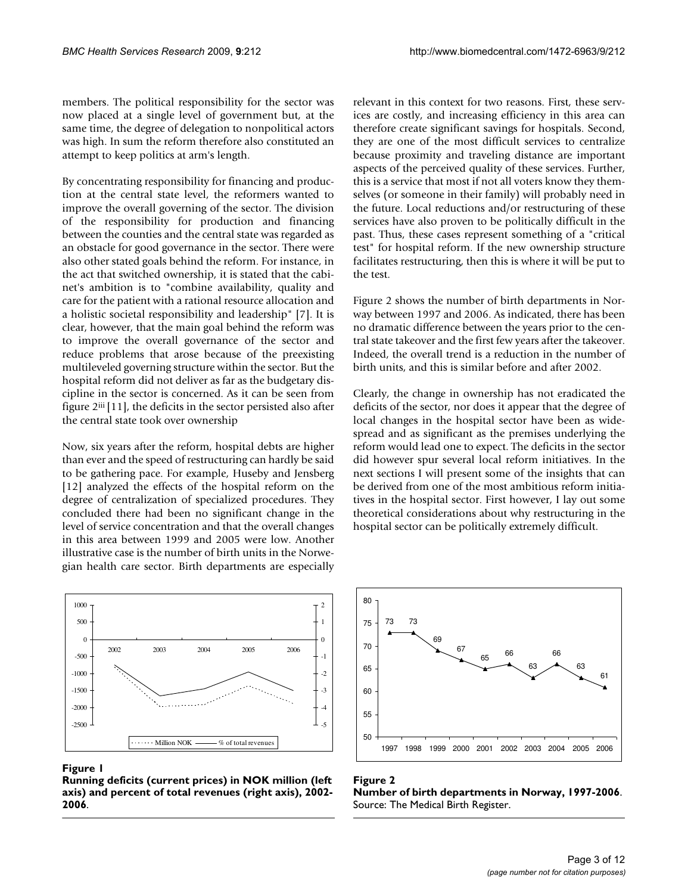members. The political responsibility for the sector was now placed at a single level of government but, at the same time, the degree of delegation to nonpolitical actors was high. In sum the reform therefore also constituted an attempt to keep politics at arm's length.

By concentrating responsibility for financing and production at the central state level, the reformers wanted to improve the overall governing of the sector. The division of the responsibility for production and financing between the counties and the central state was regarded as an obstacle for good governance in the sector. There were also other stated goals behind the reform. For instance, in the act that switched ownership, it is stated that the cabinet's ambition is to "combine availability, quality and care for the patient with a rational resource allocation and a holistic societal responsibility and leadership" [7]. It is clear, however, that the main goal behind the reform was to improve the overall governance of the sector and reduce problems that arose because of the preexisting multileveled governing structure within the sector. But the hospital reform did not deliver as far as the budgetary discipline in the sector is concerned. As it can be seen from figure 2[iii] [11], the deficits in the sector persisted also after the central state took over ownership

Now, six years after the reform, hospital debts are higher than ever and the speed of restructuring can hardly be said to be gathering pace. For example, Huseby and Jensberg [12] analyzed the effects of the hospital reform on the degree of centralization of specialized procedures. They concluded there had been no significant change in the level of service concentration and that the overall changes in this area between 1999 and 2005 were low. Another illustrative case is the number of birth units in the Norwegian health care sector. Birth departments are especially relevant in this context for two reasons. First, these services are costly, and increasing efficiency in this area can therefore create significant savings for hospitals. Second, they are one of the most difficult services to centralize because proximity and traveling distance are important aspects of the perceived quality of these services. Further, this is a service that most if not all voters know they themselves (or someone in their family) will probably need in the future. Local reductions and/or restructuring of these services have also proven to be politically difficult in the past. Thus, these cases represent something of a "critical test" for hospital reform. If the new ownership structure facilitates restructuring, then this is where it will be put to the test.

Figure 2 shows the number of birth departments in Norway between 1997 and 2006. As indicated, there has been no dramatic difference between the years prior to the central state takeover and the first few years after the takeover. Indeed, the overall trend is a reduction in the number of birth units, and this is similar before and after 2002.

Clearly, the change in ownership has not eradicated the deficits of the sector, nor does it appear that the degree of local changes in the hospital sector have been as widespread and as significant as the premises underlying the reform would lead one to expect. The deficits in the sector did however spur several local reform initiatives. In the next sections I will present some of the insights that can be derived from one of the most ambitious reform initiatives in the hospital sector. First however, I lay out some theoretical considerations about why restructuring in the hospital sector can be politically extremely difficult.

**Figure 1**
**Running deficits (current prices) in NOK million (left axis) and percent of total revenues (right axis), 2002-2006**.

**Figure 2**
**Number of birth departments in Norway, 1997-2006**.
Source: The Medical Birth Register.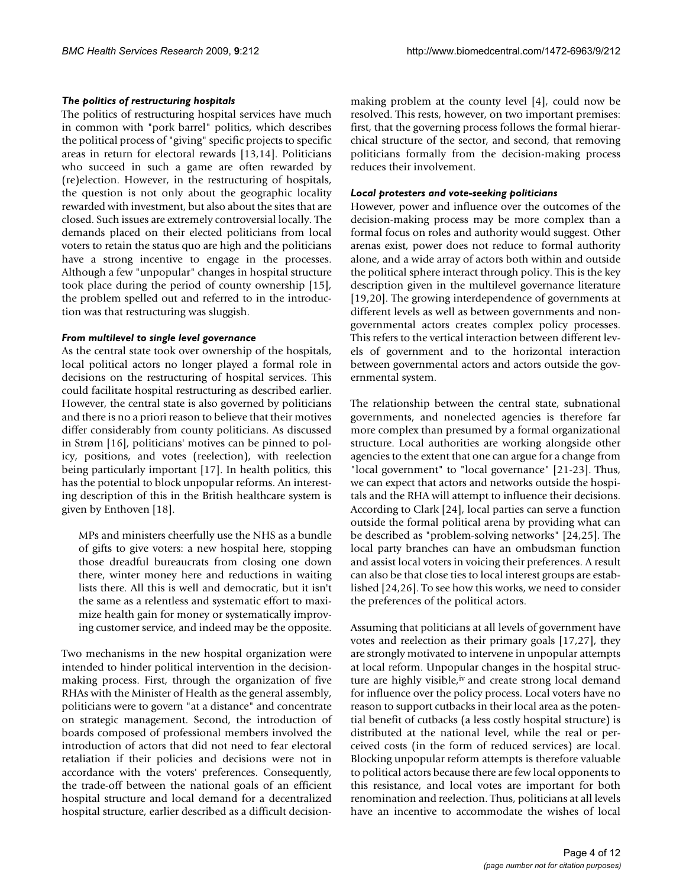### *The politics of restructuring hospitals*

The politics of restructuring hospital services have much in common with "pork barrel" politics, which describes the political process of "giving" specific projects to specific areas in return for electoral rewards [13,14]. Politicians who succeed in such a game are often rewarded by (re)election. However, in the restructuring of hospitals, the question is not only about the geographic locality rewarded with investment, but also about the sites that are closed. Such issues are extremely controversial locally. The demands placed on their elected politicians from local voters to retain the status quo are high and the politicians have a strong incentive to engage in the processes. Although a few "unpopular" changes in hospital structure took place during the period of county ownership [15], the problem spelled out and referred to in the introduction was that restructuring was sluggish.

### *From multilevel to single level governance*

As the central state took over ownership of the hospitals, local political actors no longer played a formal role in decisions on the restructuring of hospital services. This could facilitate hospital restructuring as described earlier. However, the central state is also governed by politicians and there is no a priori reason to believe that their motives differ considerably from county politicians. As discussed in Strøm [16], politicians' motives can be pinned to policy, positions, and votes (reelection), with reelection being particularly important [17]. In health politics, this has the potential to block unpopular reforms. An interesting description of this in the British healthcare system is given by Enthoven [18].

> MPs and ministers cheerfully use the NHS as a bundle of gifts to give voters: a new hospital here, stopping those dreadful bureaucrats from closing one down there, winter money here and reductions in waiting lists there. All this is well and democratic, but it isn't the same as a relentless and systematic effort to maximize health gain for money or systematically improving customer service, and indeed may be the opposite.

Two mechanisms in the new hospital organization were intended to hinder political intervention in the decision-making process. First, through the organization of five RHAs with the Minister of Health as the general assembly, politicians were to govern "at a distance" and concentrate on strategic management. Second, the introduction of boards composed of professional members involved the introduction of actors that did not need to fear electoral retaliation if their policies and decisions were not in accordance with the voters' preferences. Consequently, the trade-off between the national goals of an efficient hospital structure and local demand for a decentralized hospital structure, earlier described as a difficult decision-making problem at the county level [4], could now be resolved. This rests, however, on two important premises: first, that the governing process follows the formal hierarchical structure of the sector, and second, that removing politicians formally from the decision-making process reduces their involvement.

### *Local protesters and vote-seeking politicians*

However, power and influence over the outcomes of the decision-making process may be more complex than a formal focus on roles and authority would suggest. Other arenas exist, power does not reduce to formal authority alone, and a wide array of actors both within and outside the political sphere interact through policy. This is the key description given in the multilevel governance literature [19,20]. The growing interdependence of governments at different levels as well as between governments and non-governmental actors creates complex policy processes. This refers to the vertical interaction between different levels of government and to the horizontal interaction between governmental actors and actors outside the governmental system.

The relationship between the central state, subnational governments, and nonelected agencies is therefore far more complex than presumed by a formal organizational structure. Local authorities are working alongside other agencies to the extent that one can argue for a change from "local government" to "local governance" [21-23]. Thus, we can expect that actors and networks outside the hospitals and the RHA will attempt to influence their decisions. According to Clark [24], local parties can serve a function outside the formal political arena by providing what can be described as "problem-solving networks" [24,25]. The local party branches can have an ombudsman function and assist local voters in voicing their preferences. A result can also be that close ties to local interest groups are established [24,26]. To see how this works, we need to consider the preferences of the political actors.

Assuming that politicians at all levels of government have votes and reelection as their primary goals [17,27], they are strongly motivated to intervene in unpopular attempts at local reform. Unpopular changes in the hospital structure are highly visible,[iv] and create strong local demand for influence over the policy process. Local voters have no reason to support cutbacks in their local area as the potential benefit of cutbacks (a less costly hospital structure) is distributed at the national level, while the real or perceived costs (in the form of reduced services) are local. Blocking unpopular reform attempts is therefore valuable to political actors because there are few local opponents to this resistance, and local votes are important for both renomination and reelection. Thus, politicians at all levels have an incentive to accommodate the wishes of local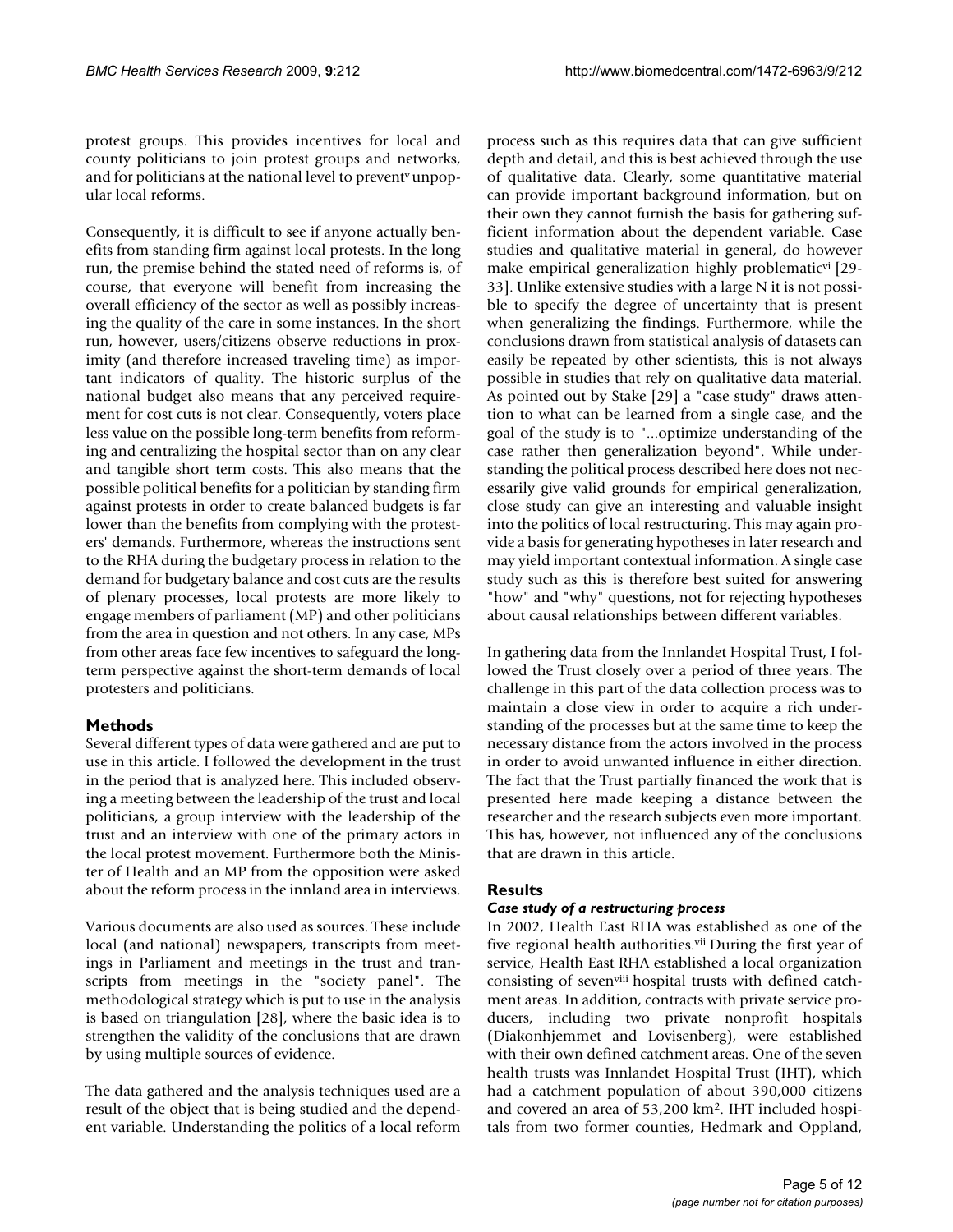protest groups. This provides incentives for local and county politicians to join protest groups and networks, and for politicians at the national level to prevent[v] unpopular local reforms.

Consequently, it is difficult to see if anyone actually benefits from standing firm against local protests. In the long run, the premise behind the stated need of reforms is, of course, that everyone will benefit from increasing the overall efficiency of the sector as well as possibly increasing the quality of the care in some instances. In the short run, however, users/citizens observe reductions in proximity (and therefore increased traveling time) as important indicators of quality. The historic surplus of the national budget also means that any perceived requirement for cost cuts is not clear. Consequently, voters place less value on the possible long-term benefits from reforming and centralizing the hospital sector than on any clear and tangible short term costs. This also means that the possible political benefits for a politician by standing firm against protests in order to create balanced budgets is far lower than the benefits from complying with the protesters' demands. Furthermore, whereas the instructions sent to the RHA during the budgetary process in relation to the demand for budgetary balance and cost cuts are the results of plenary processes, local protests are more likely to engage members of parliament (MP) and other politicians from the area in question and not others. In any case, MPs from other areas face few incentives to safeguard the long-term perspective against the short-term demands of local protesters and politicians.

## Methods

Several different types of data were gathered and are put to use in this article. I followed the development in the trust in the period that is analyzed here. This included observing a meeting between the leadership of the trust and local politicians, a group interview with the leadership of the trust and an interview with one of the primary actors in the local protest movement. Furthermore both the Minister of Health and an MP from the opposition were asked about the reform process in the innland area in interviews.

Various documents are also used as sources. These include local (and national) newspapers, transcripts from meetings in Parliament and meetings in the trust and transcripts from meetings in the "society panel". The methodological strategy which is put to use in the analysis is based on triangulation [28], where the basic idea is to strengthen the validity of the conclusions that are drawn by using multiple sources of evidence.

The data gathered and the analysis techniques used are a result of the object that is being studied and the dependent variable. Understanding the politics of a local reform process such as this requires data that can give sufficient depth and detail, and this is best achieved through the use of qualitative data. Clearly, some quantitative material can provide important background information, but on their own they cannot furnish the basis for gathering sufficient information about the dependent variable. Case studies and qualitative material in general, do however make empirical generalization highly problematic[vi] [29-33]. Unlike extensive studies with a large N it is not possible to specify the degree of uncertainty that is present when generalizing the findings. Furthermore, while the conclusions drawn from statistical analysis of datasets can easily be repeated by other scientists, this is not always possible in studies that rely on qualitative data material. As pointed out by Stake [29] a "case study" draws attention to what can be learned from a single case, and the goal of the study is to "...optimize understanding of the case rather then generalization beyond". While understanding the political process described here does not necessarily give valid grounds for empirical generalization, close study can give an interesting and valuable insight into the politics of local restructuring. This may again provide a basis for generating hypotheses in later research and may yield important contextual information. A single case study such as this is therefore best suited for answering "how" and "why" questions, not for rejecting hypotheses about causal relationships between different variables.

In gathering data from the Innlandet Hospital Trust, I followed the Trust closely over a period of three years. The challenge in this part of the data collection process was to maintain a close view in order to acquire a rich understanding of the processes but at the same time to keep the necessary distance from the actors involved in the process in order to avoid unwanted influence in either direction. The fact that the Trust partially financed the work that is presented here made keeping a distance between the researcher and the research subjects even more important. This has, however, not influenced any of the conclusions that are drawn in this article.

## Results

### *Case study of a restructuring process*

In 2002, Health East RHA was established as one of the five regional health authorities.[vii] During the first year of service, Health East RHA established a local organization consisting of seven[viii] hospital trusts with defined catchment areas. In addition, contracts with private service producers, including two private nonprofit hospitals (Diakonhjemmet and Lovisenberg), were established with their own defined catchment areas. One of the seven health trusts was Innlandet Hospital Trust (IHT), which had a catchment population of about 390,000 citizens and covered an area of 53,200 km². IHT included hospitals from two former counties, Hedmark and Oppland,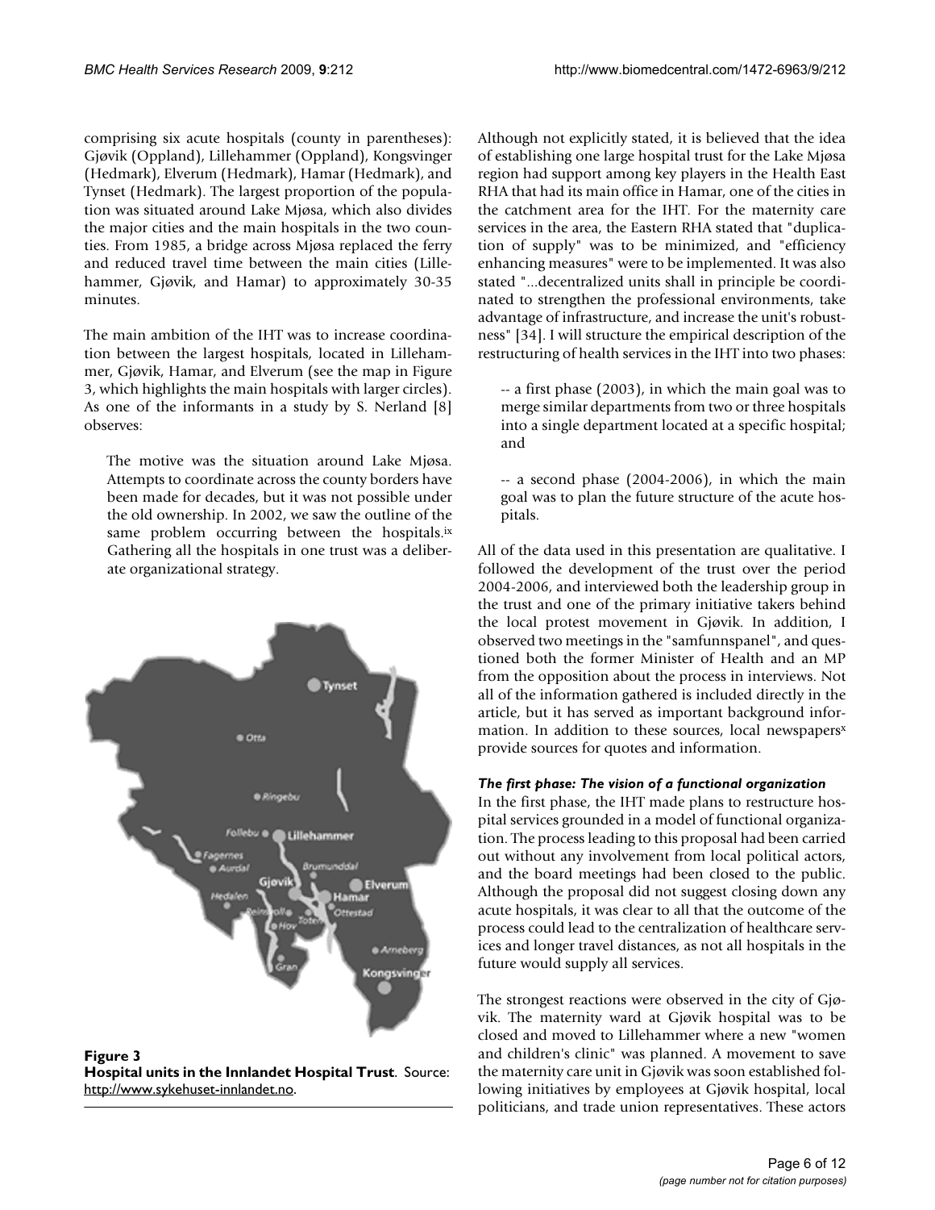comprising six acute hospitals (county in parentheses): Gjøvik (Oppland), Lillehammer (Oppland), Kongsvinger (Hedmark), Elverum (Hedmark), Hamar (Hedmark), and Tynset (Hedmark). The largest proportion of the population was situated around Lake Mjøsa, which also divides the major cities and the main hospitals in the two counties. From 1985, a bridge across Mjøsa replaced the ferry and reduced travel time between the main cities (Lillehammer, Gjøvik, and Hamar) to approximately 30-35 minutes.

The main ambition of the IHT was to increase coordination between the largest hospitals, located in Lillehammer, Gjøvik, Hamar, and Elverum (see the map in Figure 3, which highlights the main hospitals with larger circles). As one of the informants in a study by S. Nerland [8] observes:

> The motive was the situation around Lake Mjøsa. Attempts to coordinate across the county borders have been made for decades, but it was not possible under the old ownership. In 2002, we saw the outline of the same problem occurring between the hospitals.[ix] Gathering all the hospitals in one trust was a deliberate organizational strategy.

Tynset
Otta
Ringebu
Follebu
Lillehammer
Fagernes
Aurdal
Brumunddal
Gjøvik
Elverum
Hedalen
Hamar
Reinsvoll
Toten
Ottestad
Hov
Gran
Arneberg
Kongsvinger

**Figure 3**
**Hospital units in the Innlandet Hospital Trust**. Source: http://www.sykehuset-innlandet.no.

Although not explicitly stated, it is believed that the idea of establishing one large hospital trust for the Lake Mjøsa region had support among key players in the Health East RHA that had its main office in Hamar, one of the cities in the catchment area for the IHT. For the maternity care services in the area, the Eastern RHA stated that "duplication of supply" was to be minimized, and "efficiency enhancing measures" were to be implemented. It was also stated "...decentralized units shall in principle be coordinated to strengthen the professional environments, take advantage of infrastructure, and increase the unit's robustness" [34]. I will structure the empirical description of the restructuring of health services in the IHT into two phases:

-- a first phase (2003), in which the main goal was to merge similar departments from two or three hospitals into a single department located at a specific hospital; and

-- a second phase (2004-2006), in which the main goal was to plan the future structure of the acute hospitals.

All of the data used in this presentation are qualitative. I followed the development of the trust over the period 2004-2006, and interviewed both the leadership group in the trust and one of the primary initiative takers behind the local protest movement in Gjøvik. In addition, I observed two meetings in the "samfunnspanel", and questioned both the former Minister of Health and an MP from the opposition about the process in interviews. Not all of the information gathered is included directly in the article, but it has served as important background information. In addition to these sources, local newspapers[x] provide sources for quotes and information.

#### *The first phase: The vision of a functional organization*

In the first phase, the IHT made plans to restructure hospital services grounded in a model of functional organization. The process leading to this proposal had been carried out without any involvement from local political actors, and the board meetings had been closed to the public. Although the proposal did not suggest closing down any acute hospitals, it was clear to all that the outcome of the process could lead to the centralization of healthcare services and longer travel distances, as not all hospitals in the future would supply all services.

The strongest reactions were observed in the city of Gjøvik. The maternity ward at Gjøvik hospital was to be closed and moved to Lillehammer where a new "women and children's clinic" was planned. A movement to save the maternity care unit in Gjøvik was soon established following initiatives by employees at Gjøvik hospital, local politicians, and trade union representatives. These actors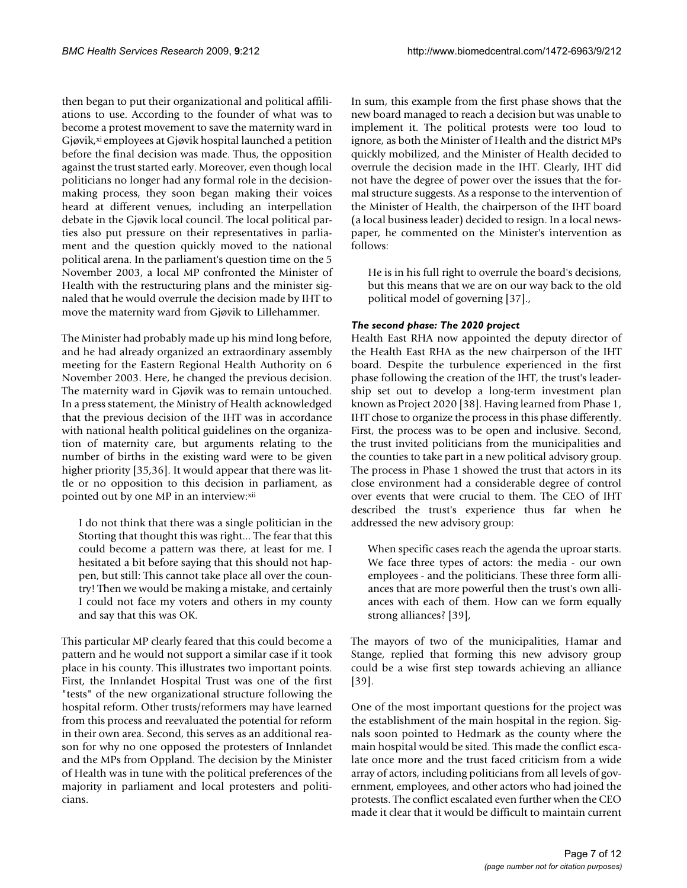then began to put their organizational and political affiliations to use. According to the founder of what was to become a protest movement to save the maternity ward in Gjøvik,[xi] employees at Gjøvik hospital launched a petition before the final decision was made. Thus, the opposition against the trust started early. Moreover, even though local politicians no longer had any formal role in the decision-making process, they soon began making their voices heard at different venues, including an interpellation debate in the Gjøvik local council. The local political parties also put pressure on their representatives in parliament and the question quickly moved to the national political arena. In the parliament's question time on the 5 November 2003, a local MP confronted the Minister of Health with the restructuring plans and the minister signaled that he would overrule the decision made by IHT to move the maternity ward from Gjøvik to Lillehammer.

The Minister had probably made up his mind long before, and he had already organized an extraordinary assembly meeting for the Eastern Regional Health Authority on 6 November 2003. Here, he changed the previous decision. The maternity ward in Gjøvik was to remain untouched. In a press statement, the Ministry of Health acknowledged that the previous decision of the IHT was in accordance with national health political guidelines on the organization of maternity care, but arguments relating to the number of births in the existing ward were to be given higher priority [35,36]. It would appear that there was little or no opposition to this decision in parliament, as pointed out by one MP in an interview:[xii]

> I do not think that there was a single politician in the Storting that thought this was right... The fear that this could become a pattern was there, at least for me. I hesitated a bit before saying that this should not happen, but still: This cannot take place all over the country! Then we would be making a mistake, and certainly I could not face my voters and others in my county and say that this was OK.

This particular MP clearly feared that this could become a pattern and he would not support a similar case if it took place in his county. This illustrates two important points. First, the Innlandet Hospital Trust was one of the first "tests" of the new organizational structure following the hospital reform. Other trusts/reformers may have learned from this process and reevaluated the potential for reform in their own area. Second, this serves as an additional reason for why no one opposed the protesters of Innlandet and the MPs from Oppland. The decision by the Minister of Health was in tune with the political preferences of the majority in parliament and local protesters and politicians.

In sum, this example from the first phase shows that the new board managed to reach a decision but was unable to implement it. The political protests were too loud to ignore, as both the Minister of Health and the district MPs quickly mobilized, and the Minister of Health decided to overrule the decision made in the IHT. Clearly, IHT did not have the degree of power over the issues that the formal structure suggests. As a response to the intervention of the Minister of Health, the chairperson of the IHT board (a local business leader) decided to resign. In a local newspaper, he commented on the Minister's intervention as follows:

> He is in his full right to overrule the board's decisions, but this means that we are on our way back to the old political model of governing [37].,

### *The second phase: The 2020 project*

Health East RHA now appointed the deputy director of the Health East RHA as the new chairperson of the IHT board. Despite the turbulence experienced in the first phase following the creation of the IHT, the trust's leadership set out to develop a long-term investment plan known as Project 2020 [38]. Having learned from Phase 1, IHT chose to organize the process in this phase differently. First, the process was to be open and inclusive. Second, the trust invited politicians from the municipalities and the counties to take part in a new political advisory group. The process in Phase 1 showed the trust that actors in its close environment had a considerable degree of control over events that were crucial to them. The CEO of IHT described the trust's experience thus far when he addressed the new advisory group:

> When specific cases reach the agenda the uproar starts. We face three types of actors: the media - our own employees - and the politicians. These three form alliances that are more powerful then the trust's own alliances with each of them. How can we form equally strong alliances? [39],

The mayors of two of the municipalities, Hamar and Stange, replied that forming this new advisory group could be a wise first step towards achieving an alliance [39].

One of the most important questions for the project was the establishment of the main hospital in the region. Signals soon pointed to Hedmark as the county where the main hospital would be sited. This made the conflict escalate once more and the trust faced criticism from a wide array of actors, including politicians from all levels of government, employees, and other actors who had joined the protests. The conflict escalated even further when the CEO made it clear that it would be difficult to maintain current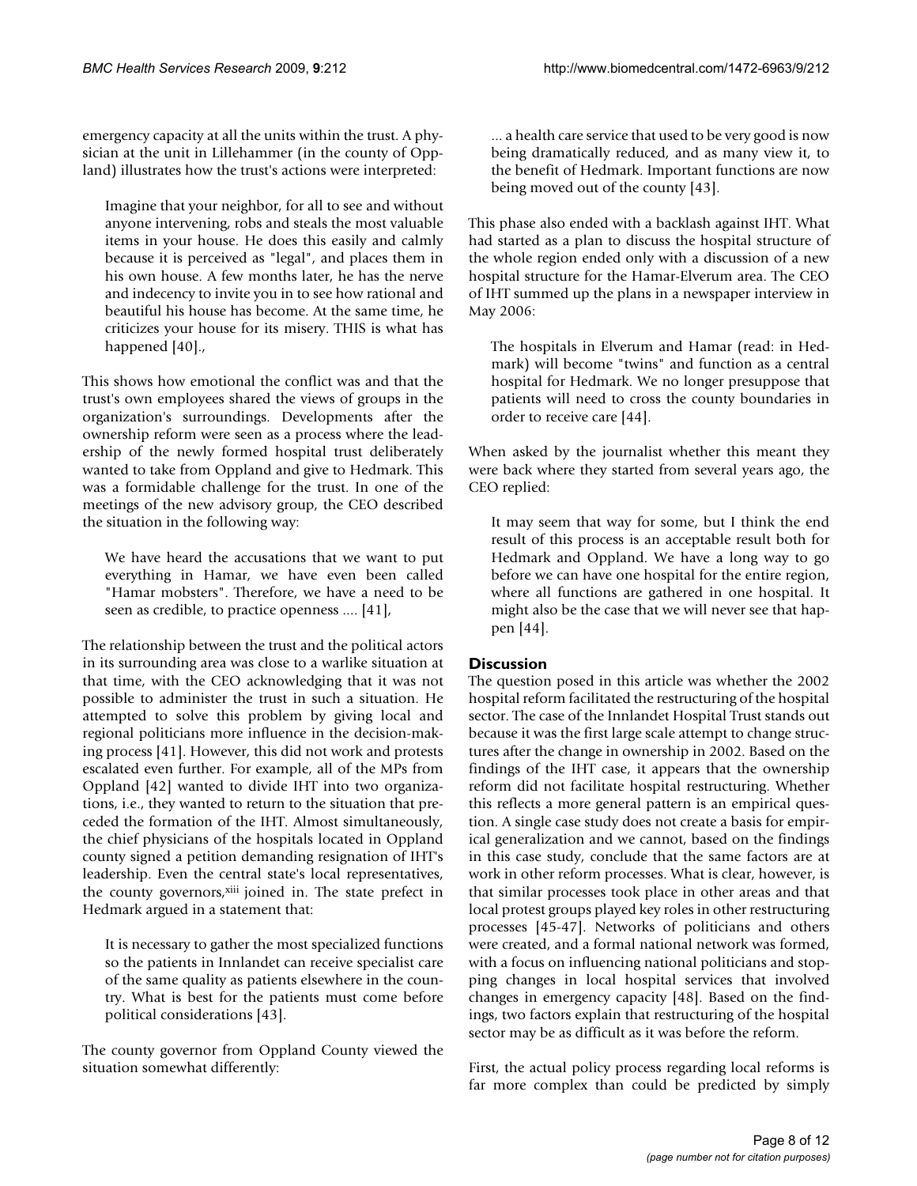emergency capacity at all the units within the trust. A physician at the unit in Lillehammer (in the county of Oppland) illustrates how the trust's actions were interpreted:

> Imagine that your neighbor, for all to see and without anyone intervening, robs and steals the most valuable items in your house. He does this easily and calmly because it is perceived as "legal", and places them in his own house. A few months later, he has the nerve and indecency to invite you in to see how rational and beautiful his house has become. At the same time, he criticizes your house for its misery. THIS is what has happened [40].,

This shows how emotional the conflict was and that the trust's own employees shared the views of groups in the organization's surroundings. Developments after the ownership reform were seen as a process where the leadership of the newly formed hospital trust deliberately wanted to take from Oppland and give to Hedmark. This was a formidable challenge for the trust. In one of the meetings of the new advisory group, the CEO described the situation in the following way:

> We have heard the accusations that we want to put everything in Hamar, we have even been called "Hamar mobsters". Therefore, we have a need to be seen as credible, to practice openness .... [41],

The relationship between the trust and the political actors in its surrounding area was close to a warlike situation at that time, with the CEO acknowledging that it was not possible to administer the trust in such a situation. He attempted to solve this problem by giving local and regional politicians more influence in the decision-making process [41]. However, this did not work and protests escalated even further. For example, all of the MPs from Oppland [42] wanted to divide IHT into two organizations, i.e., they wanted to return to the situation that preceded the formation of the IHT. Almost simultaneously, the chief physicians of the hospitals located in Oppland county signed a petition demanding resignation of IHT's leadership. Even the central state's local representatives, the county governors,[xiii] joined in. The state prefect in Hedmark argued in a statement that:

> It is necessary to gather the most specialized functions so the patients in Innlandet can receive specialist care of the same quality as patients elsewhere in the country. What is best for the patients must come before political considerations [43].

The county governor from Oppland County viewed the situation somewhat differently:

> ... a health care service that used to be very good is now being dramatically reduced, and as many view it, to the benefit of Hedmark. Important functions are now being moved out of the county [43].

This phase also ended with a backlash against IHT. What had started as a plan to discuss the hospital structure of the whole region ended only with a discussion of a new hospital structure for the Hamar-Elverum area. The CEO of IHT summed up the plans in a newspaper interview in May 2006:

> The hospitals in Elverum and Hamar (read: in Hedmark) will become "twins" and function as a central hospital for Hedmark. We no longer presuppose that patients will need to cross the county boundaries in order to receive care [44].

When asked by the journalist whether this meant they were back where they started from several years ago, the CEO replied:

> It may seem that way for some, but I think the end result of this process is an acceptable result both for Hedmark and Oppland. We have a long way to go before we can have one hospital for the entire region, where all functions are gathered in one hospital. It might also be the case that we will never see that happen [44].

## Discussion

The question posed in this article was whether the 2002 hospital reform facilitated the restructuring of the hospital sector. The case of the Innlandet Hospital Trust stands out because it was the first large scale attempt to change structures after the change in ownership in 2002. Based on the findings of the IHT case, it appears that the ownership reform did not facilitate hospital restructuring. Whether this reflects a more general pattern is an empirical question. A single case study does not create a basis for empirical generalization and we cannot, based on the findings in this case study, conclude that the same factors are at work in other reform processes. What is clear, however, is that similar processes took place in other areas and that local protest groups played key roles in other restructuring processes [45-47]. Networks of politicians and others were created, and a formal national network was formed, with a focus on influencing national politicians and stopping changes in local hospital services that involved changes in emergency capacity [48]. Based on the findings, two factors explain that restructuring of the hospital sector may be as difficult as it was before the reform.

First, the actual policy process regarding local reforms is far more complex than could be predicted by simply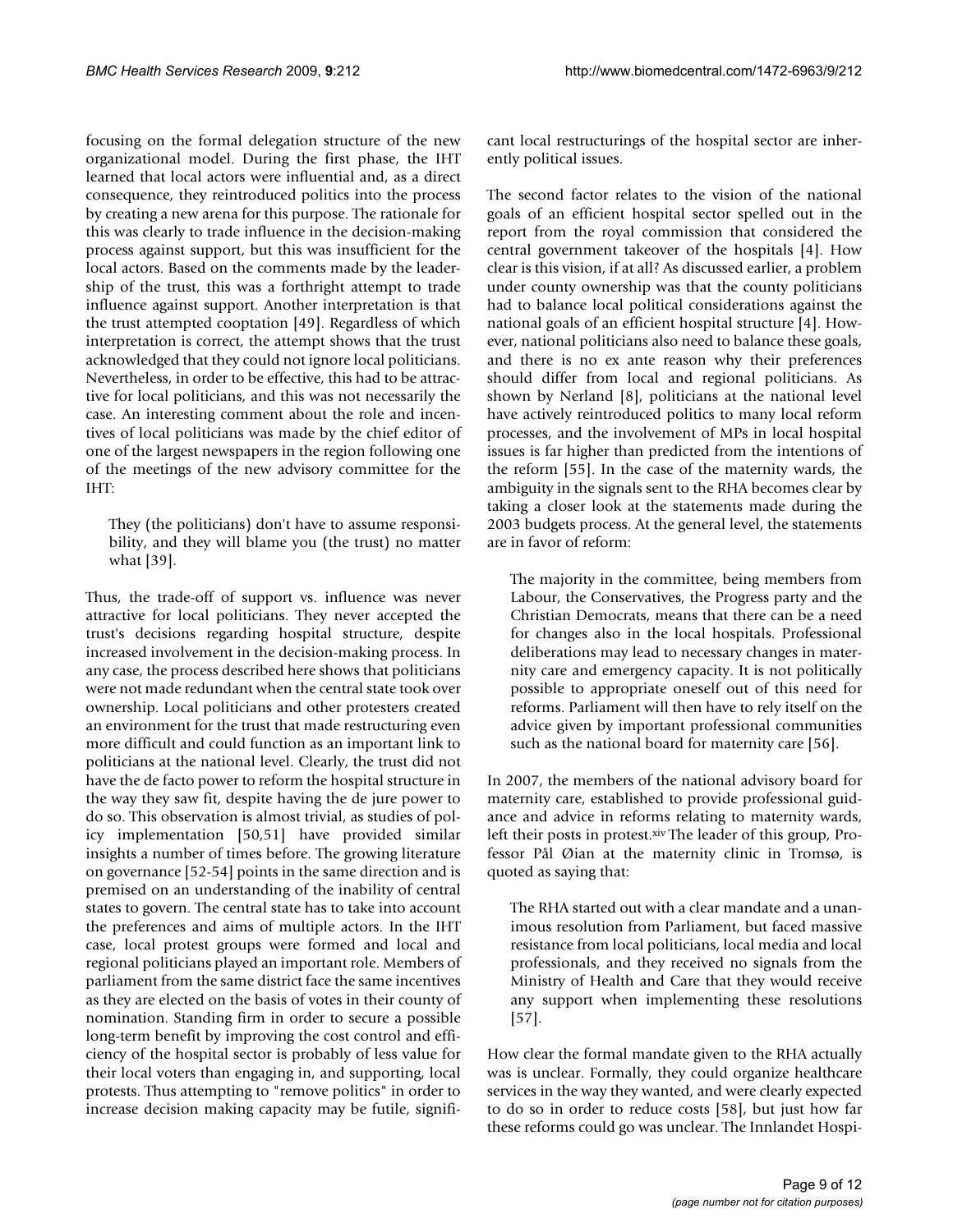focusing on the formal delegation structure of the new organizational model. During the first phase, the IHT learned that local actors were influential and, as a direct consequence, they reintroduced politics into the process by creating a new arena for this purpose. The rationale for this was clearly to trade influence in the decision-making process against support, but this was insufficient for the local actors. Based on the comments made by the leadership of the trust, this was a forthright attempt to trade influence against support. Another interpretation is that the trust attempted cooptation [49]. Regardless of which interpretation is correct, the attempt shows that the trust acknowledged that they could not ignore local politicians. Nevertheless, in order to be effective, this had to be attractive for local politicians, and this was not necessarily the case. An interesting comment about the role and incentives of local politicians was made by the chief editor of one of the largest newspapers in the region following one of the meetings of the new advisory committee for the IHT:

> They (the politicians) don't have to assume responsibility, and they will blame you (the trust) no matter what [39].

Thus, the trade-off of support vs. influence was never attractive for local politicians. They never accepted the trust's decisions regarding hospital structure, despite increased involvement in the decision-making process. In any case, the process described here shows that politicians were not made redundant when the central state took over ownership. Local politicians and other protesters created an environment for the trust that made restructuring even more difficult and could function as an important link to politicians at the national level. Clearly, the trust did not have the de facto power to reform the hospital structure in the way they saw fit, despite having the de jure power to do so. This observation is almost trivial, as studies of policy implementation [50,51] have provided similar insights a number of times before. The growing literature on governance [52-54] points in the same direction and is premised on an understanding of the inability of central states to govern. The central state has to take into account the preferences and aims of multiple actors. In the IHT case, local protest groups were formed and local and regional politicians played an important role. Members of parliament from the same district face the same incentives as they are elected on the basis of votes in their county of nomination. Standing firm in order to secure a possible long-term benefit by improving the cost control and efficiency of the hospital sector is probably of less value for their local voters than engaging in, and supporting, local protests. Thus attempting to "remove politics" in order to increase decision making capacity may be futile, significant local restructurings of the hospital sector are inherently political issues.

The second factor relates to the vision of the national goals of an efficient hospital sector spelled out in the report from the royal commission that considered the central government takeover of the hospitals [4]. How clear is this vision, if at all? As discussed earlier, a problem under county ownership was that the county politicians had to balance local political considerations against the national goals of an efficient hospital structure [4]. However, national politicians also need to balance these goals, and there is no ex ante reason why their preferences should differ from local and regional politicians. As shown by Nerland [8], politicians at the national level have actively reintroduced politics to many local reform processes, and the involvement of MPs in local hospital issues is far higher than predicted from the intentions of the reform [55]. In the case of the maternity wards, the ambiguity in the signals sent to the RHA becomes clear by taking a closer look at the statements made during the 2003 budgets process. At the general level, the statements are in favor of reform:

> The majority in the committee, being members from Labour, the Conservatives, the Progress party and the Christian Democrats, means that there can be a need for changes also in the local hospitals. Professional deliberations may lead to necessary changes in maternity care and emergency capacity. It is not politically possible to appropriate oneself out of this need for reforms. Parliament will then have to rely itself on the advice given by important professional communities such as the national board for maternity care [56].

In 2007, the members of the national advisory board for maternity care, established to provide professional guidance and advice in reforms relating to maternity wards, left their posts in protest.[xiv] The leader of this group, Professor Pål Øian at the maternity clinic in Tromsø, is quoted as saying that:

> The RHA started out with a clear mandate and a unanimous resolution from Parliament, but faced massive resistance from local politicians, local media and local professionals, and they received no signals from the Ministry of Health and Care that they would receive any support when implementing these resolutions [57].

How clear the formal mandate given to the RHA actually was is unclear. Formally, they could organize healthcare services in the way they wanted, and were clearly expected to do so in order to reduce costs [58], but just how far these reforms could go was unclear. The Innlandet Hospi-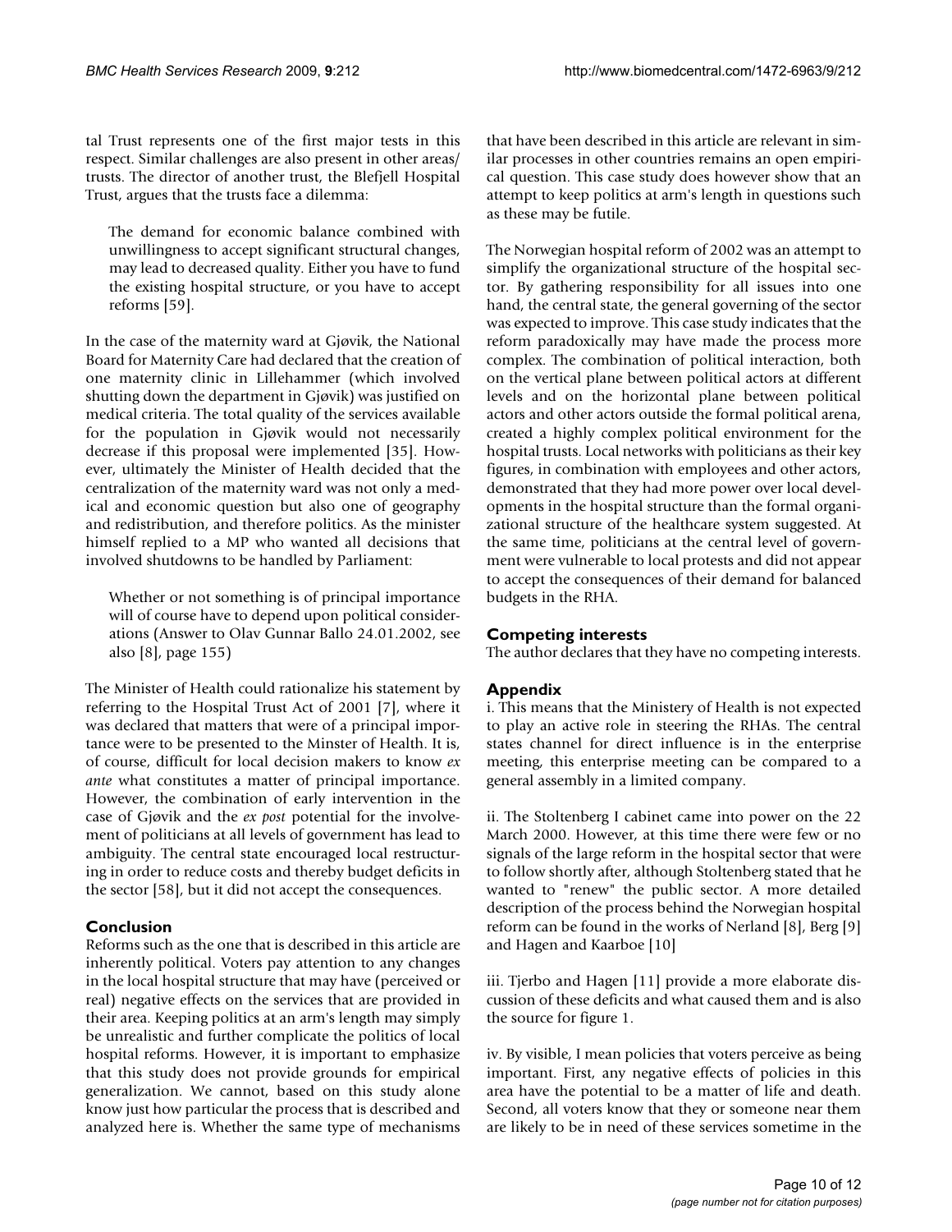tal Trust represents one of the first major tests in this respect. Similar challenges are also present in other areas/ trusts. The director of another trust, the Blefjell Hospital Trust, argues that the trusts face a dilemma:

> The demand for economic balance combined with unwillingness to accept significant structural changes, may lead to decreased quality. Either you have to fund the existing hospital structure, or you have to accept reforms [59].

In the case of the maternity ward at Gjøvik, the National Board for Maternity Care had declared that the creation of one maternity clinic in Lillehammer (which involved shutting down the department in Gjøvik) was justified on medical criteria. The total quality of the services available for the population in Gjøvik would not necessarily decrease if this proposal were implemented [35]. However, ultimately the Minister of Health decided that the centralization of the maternity ward was not only a medical and economic question but also one of geography and redistribution, and therefore politics. As the minister himself replied to a MP who wanted all decisions that involved shutdowns to be handled by Parliament:

> Whether or not something is of principal importance will of course have to depend upon political considerations (Answer to Olav Gunnar Ballo 24.01.2002, see also [8], page 155)

The Minister of Health could rationalize his statement by referring to the Hospital Trust Act of 2001 [7], where it was declared that matters that were of a principal importance were to be presented to the Minster of Health. It is, of course, difficult for local decision makers to know *ex ante* what constitutes a matter of principal importance. However, the combination of early intervention in the case of Gjøvik and the *ex post* potential for the involvement of politicians at all levels of government has lead to ambiguity. The central state encouraged local restructuring in order to reduce costs and thereby budget deficits in the sector [58], but it did not accept the consequences.

## Conclusion

Reforms such as the one that is described in this article are inherently political. Voters pay attention to any changes in the local hospital structure that may have (perceived or real) negative effects on the services that are provided in their area. Keeping politics at an arm's length may simply be unrealistic and further complicate the politics of local hospital reforms. However, it is important to emphasize that this study does not provide grounds for empirical generalization. We cannot, based on this study alone know just how particular the process that is described and analyzed here is. Whether the same type of mechanisms that have been described in this article are relevant in similar processes in other countries remains an open empirical question. This case study does however show that an attempt to keep politics at arm's length in questions such as these may be futile.

The Norwegian hospital reform of 2002 was an attempt to simplify the organizational structure of the hospital sector. By gathering responsibility for all issues into one hand, the central state, the general governing of the sector was expected to improve. This case study indicates that the reform paradoxically may have made the process more complex. The combination of political interaction, both on the vertical plane between political actors at different levels and on the horizontal plane between political actors and other actors outside the formal political arena, created a highly complex political environment for the hospital trusts. Local networks with politicians as their key figures, in combination with employees and other actors, demonstrated that they had more power over local developments in the hospital structure than the formal organizational structure of the healthcare system suggested. At the same time, politicians at the central level of government were vulnerable to local protests and did not appear to accept the consequences of their demand for balanced budgets in the RHA.

## Competing interests

The author declares that they have no competing interests.

## Appendix

i. This means that the Ministery of Health is not expected to play an active role in steering the RHAs. The central states channel for direct influence is in the enterprise meeting, this enterprise meeting can be compared to a general assembly in a limited company.

ii. The Stoltenberg I cabinet came into power on the 22 March 2000. However, at this time there were few or no signals of the large reform in the hospital sector that were to follow shortly after, although Stoltenberg stated that he wanted to "renew" the public sector. A more detailed description of the process behind the Norwegian hospital reform can be found in the works of Nerland [8], Berg [9] and Hagen and Kaarboe [10]

iii. Tjerbo and Hagen [11] provide a more elaborate discussion of these deficits and what caused them and is also the source for figure 1.

iv. By visible, I mean policies that voters perceive as being important. First, any negative effects of policies in this area have the potential to be a matter of life and death. Second, all voters know that they or someone near them are likely to be in need of these services sometime in the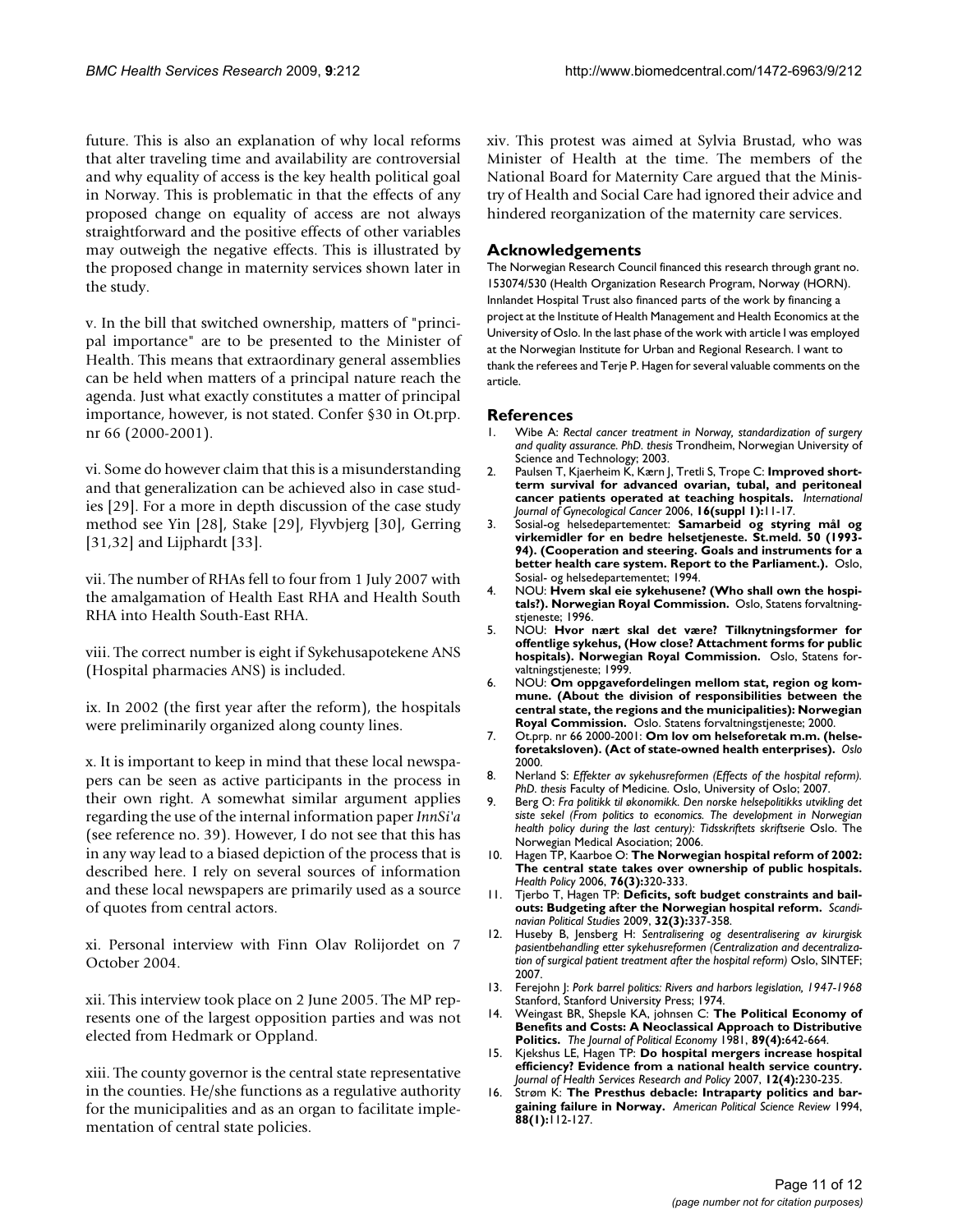future. This is also an explanation of why local reforms that alter traveling time and availability are controversial and why equality of access is the key health political goal in Norway. This is problematic in that the effects of any proposed change on equality of access are not always straightforward and the positive effects of other variables may outweigh the negative effects. This is illustrated by the proposed change in maternity services shown later in the study.

v. In the bill that switched ownership, matters of "principal importance" are to be presented to the Minister of Health. This means that extraordinary general assemblies can be held when matters of a principal nature reach the agenda. Just what exactly constitutes a matter of principal importance, however, is not stated. Confer §30 in Ot.prp. nr 66 (2000-2001).

vi. Some do however claim that this is a misunderstanding and that generalization can be achieved also in case studies [29]. For a more in depth discussion of the case study method see Yin [28], Stake [29], Flyvbjerg [30], Gerring [31,32] and Lijphardt [33].

vii. The number of RHAs fell to four from 1 July 2007 with the amalgamation of Health East RHA and Health South RHA into Health South-East RHA.

viii. The correct number is eight if Sykehusapotekene ANS (Hospital pharmacies ANS) is included.

ix. In 2002 (the first year after the reform), the hospitals were preliminarily organized along county lines.

x. It is important to keep in mind that these local newspapers can be seen as active participants in the process in their own right. A somewhat similar argument applies regarding the use of the internal information paper *InnSi'a* (see reference no. 39). However, I do not see that this has in any way lead to a biased depiction of the process that is described here. I rely on several sources of information and these local newspapers are primarily used as a source of quotes from central actors.

xi. Personal interview with Finn Olav Rolijordet on 7 October 2004.

xii. This interview took place on 2 June 2005. The MP represents one of the largest opposition parties and was not elected from Hedmark or Oppland.

xiii. The county governor is the central state representative in the counties. He/she functions as a regulative authority for the municipalities and as an organ to facilitate implementation of central state policies.

xiv. This protest was aimed at Sylvia Brustad, who was Minister of Health at the time. The members of the National Board for Maternity Care argued that the Ministry of Health and Social Care had ignored their advice and hindered reorganization of the maternity care services.

## Acknowledgements

The Norwegian Research Council financed this research through grant no. 153074/530 (Health Organization Research Program, Norway (HORN). Innlandet Hospital Trust also financed parts of the work by financing a project at the Institute of Health Management and Health Economics at the University of Oslo. In the last phase of the work with article I was employed at the Norwegian Institute for Urban and Regional Research. I want to thank the referees and Terje P. Hagen for several valuable comments on the article.

## References

1. Wibe A: *Rectal cancer treatment in Norway, standardization of surgery and quality assurance. PhD. thesis* Trondheim, Norwegian University of Science and Technology; 2003.
2. Paulsen T, Kjaerheim K, Kærn J, Tretli S, Trope C: **Improved short-term survival for advanced ovarian, tubal, and peritoneal cancer patients operated at teaching hospitals.** *International Journal of Gynecological Cancer* 2006, **16(suppl 1):**11-17.
3. Sosial-og helsedepartementet: **Samarbeid og styring mål og virkemidler for en bedre helsetjeneste. St.meld. 50 (1993-94). (Cooperation and steering. Goals and instruments for a better health care system. Report to the Parliament.).** Oslo, Sosial- og helsedepartementet; 1994.
4. NOU: **Hvem skal eie sykehusene? (Who shall own the hospitals?). Norwegian Royal Commission.** Oslo, Statens forvaltningstjeneste; 1996.
5. NOU: **Hvor nært skal det være? Tilknytningsformer for offentlige sykehus, (How close? Attachment forms for public hospitals). Norwegian Royal Commission.** Oslo, Statens forvaltningstjeneste; 1999.
6. NOU: **Om oppgavefordelingen mellom stat, region og kommune. (About the division of responsibilities between the central state, the regions and the municipalities): Norwegian Royal Commission.** Oslo. Statens forvaltningstjeneste; 2000.
7. Ot.prp. nr 66 2000-2001: **Om lov om helseforetak m.m. (helseforetaksloven). (Act of state-owned health enterprises).** *Oslo* 2000.
8. Nerland S: *Effekter av sykehusreformen (Effects of the hospital reform). PhD. thesis* Faculty of Medicine. Oslo, University of Oslo; 2007.
9. Berg O: *Fra politikk til økonomikk. Den norske helsepolitikks utvikling det siste sekel (From politics to economics. The development in Norwegian health policy during the last century): Tidsskriftets skriftserie* Oslo. The Norwegian Medical Asociation; 2006.
10. Hagen TP, Kaarboe O: **The Norwegian hospital reform of 2002: The central state takes over ownership of public hospitals.** *Health Policy* 2006, **76(3):**320-333.
11. Tjerbo T, Hagen TP: **Deficits, soft budget constraints and bail-outs: Budgeting after the Norwegian hospital reform.** *Scandinavian Political Studies* 2009, **32(3):**337-358.
12. Huseby B, Jensberg H: *Sentralisering og desentralisering av kirurgisk pasientbehandling etter sykehusreformen (Centralization and decentralization of surgical patient treatment after the hospital reform)* Oslo, SINTEF; 2007.
13. Ferejohn J: *Pork barrel politics: Rivers and harbors legislation, 1947-1968* Stanford, Stanford University Press; 1974.
14. Weingast BR, Shepsle KA, johnsen C: **The Political Economy of Benefits and Costs: A Neoclassical Approach to Distributive Politics.** *The Journal of Political Economy* 1981, **89(4):**642-664.
15. Kjekshus LE, Hagen TP: **Do hospital mergers increase hospital efficiency? Evidence from a national health service country.** *Journal of Health Services Research and Policy* 2007, **12(4):**230-235.
16. Strøm K: **The Presthus debacle: Intraparty politics and bargaining failure in Norway.** *American Political Science Review* 1994, **88(1):**112-127.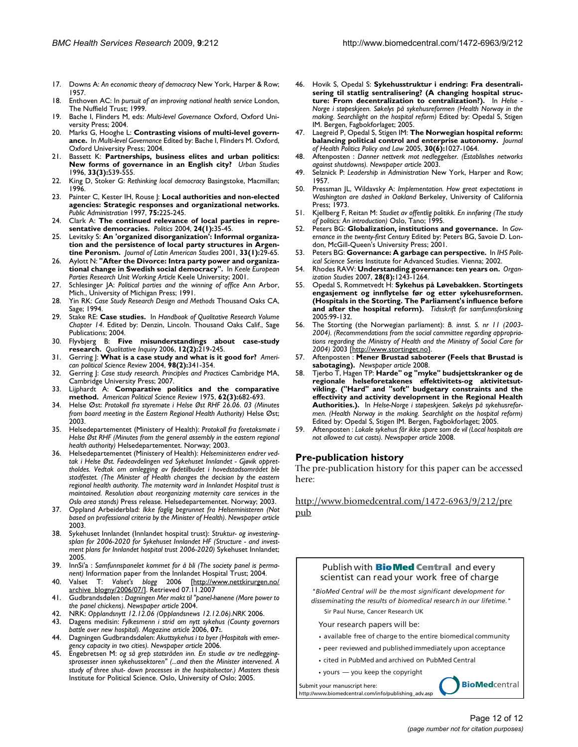17. Downs A: *An economic theory of democracy* New York, Harper & Row; 1957.
18. Enthoven AC: In *pursuit of an improving national health service* London, The Nuffield Trust; 1999.
19. Bache I, Flinders M, eds: *Multi-level Governance* Oxford, Oxford University Press; 2004.
20. Marks G, Hooghe L: **Contrasting visions of multi-level governance.** In *Multi-level Governance* Edited by: Bache I, Flinders M. Oxford, Oxford University Press; 2004.
21. Bassett K: **Partnerships, business elites and urban politics: New forms of governance in an English city?** *Urban Studies* 1996, **33(3):**539-555.
22. King D, Stoker G: *Rethinking local democracy* Basingstoke, Macmillan; 1996.
23. Painter C, Kester IH, Rouse J: **Local authorities and non-elected agencies: Strategic responses and organizational networks.** *Public Administration* 1997, **75:**225-245.
24. Clark A: **The continued relevance of local parties in representative democracies.** *Politics* 2004, **24(1):**35-45.
25. Levitsky S: **An 'organized disorganization': Informal organization and the persistence of local party structures in Argentine Peronism.** *Journal of Latin American Studies* 2001, **33(1):**29-65.
26. Aylott N: **"After the Divorce: Intra party power and organizational change in Swedish social democracy".** In *Keele European Parties Research Unit Working Article* Keele University; 2001.
27. Schlesinger JA: *Political parties and the winning of office* Ann Arbor, Mich., University of Michigan Press; 1991.
28. Yin RK: *Case Study Research Design and Methods* Thousand Oaks CA, Sage; 1994.
29. Stake RE: **Case studies.** In *Handbook of Qualitative Research Volume Chapter 14*. Edited by: Denzin, Lincoln. Thousand Oaks Calif., Sage Publications; 2004.
30. Flyvbjerg B: **Five misunderstandings about case-study research.** *Qualitative Inquiry* 2006, **12(2):**219-245.
31. Gerring J: **What is a case study and what is it good for?** *American political Science Review* 2004, **98(2):**341-354.
32. Gerring J: *Case study research. Principles and Practices* Cambridge MA, Cambridge University Press; 2007.
33. Lijphardt A: **Comparative politics and the comparative method.** *American Political Science Review* 1975, **62(3):**682-693.
34. Helse Øst: *Protokoll fra styremøte i Helse Øst RHF 26.06. 03 (Minutes from board meeting in the Eastern Regional Health Authority)* Helse Øst; 2003.
35. Helsedepartementet (Ministery of Health): *Protokoll fra foretaksmøte i Helse Øst RHF (Minutes from the general assembly in the eastern regional health authority)* Helsedepartementet. Norway; 2003.
36. Helsedepartementet (Ministery of Health): *Helseministeren endrer vedtak i Helse Øst. Fødeavdelingen ved Sykehuset Innlandet - Gjøvik opprettholdes. Vedtak om omlegging av fødetilbudet i hovedstadsområdet ble stadfestet. (The Minister of Health changes the decision by the eastern regional health authority. The maternity ward in Innlandet Hospital trust is maintained. Resolution about reorganizing maternity care services in the Oslo area stands)* Press release. Helsedepartementet. Norway; 2003.
37. Oppland Arbeiderblad: *Ikke faglig begrunnet fra Helseministeren (Not based on professional criteria by the Minister of Health). Newspaper article* 2003.
38. Sykehuset Innlandet (Innlandet hospital trust): *Struktur- og investeringsplan for 2006-2020 for Sykehuset Innlandet HF (Structure - and investment plans for Innlandet hospital trust 2006-2020)* Sykehuset Innlandet; 2005.
39. InnSi'a : *Samfunnspanelet kommet for å bli (The society panel is permanent)* Information paper from the Innlandet Hospital Trust; 2004.
40. Valset T: *Valset's blogg* 2006 [http://www.nettkirurgen.no/archive_blogny/2006/07/]. Retrieved 07.11.2007
41. Gudbrandsdølen : *Dagningen Mer makt til "panel-hønene (More power to the panel chickens). Newspaper article* 2004.
42. NRK: *Opplandsnytt 12.12.06 (Opplandsnews 12.12.06).NRK* 2006.
43. Dagens medisin: *Fylkesmenn i strid om nytt sykehus (County governors battle over new hospital). Magazine article* 2006, **07:**.
44. Dagningen Gudbrandsdølen: *Akuttsykehus i to byer (Hospitals with emergency capacity in two cities). Newspaper article* 2006.
45. Engebretsen M: *og så grep statsråden inn. En studie av tre nedleggingsprosesser innen sykehussektoren" (...and then the Minister intervened. A study of three shut- down processes in the hospitalsector.) Masters thesis* Institute for Political Science. Oslo, University of Oslo; 2005.
46. Hovik S, Opedal S: **Sykehusstruktur i endring: Fra desentralisering til statlig sentralisering? (A changing hospital structure: From decentralization to centralization?).** In *Helse - Norge i støpeskjeen. Søkelys på sykehusreformen (Health Norway in the making. Searchlight on the hospital reform)* Edited by: Opedal S, Stigen IM. Bergen, Fagbokforlaget; 2005.
47. Laegreid P, Opedal S, Stigen IM: **The Norwegian hospital reform: balancing political control and enterprise autonomy.** *Journal of Health Politics Policy and Law* 2005, **30(6):**1027-1064.
48. Aftenposten : *Danner nettverk mot nedleggelser. (Establishes networks against shutdowns). Newspaper article* 2003.
49. Selznick P: *Leadership in Administration* New York, Harper and Row; 1957.
50. Pressman JL, Wildavsky A: *Implementation. How great expectations in Washington are dashed in Oakland* Berkeley, University of California Press; 1973.
51. Kjellberg F, Reitan M: *Studiet av offentlig politikk. En innføring (The study of politics: An introduction)* Oslo, Tano; 1995.
52. Peters BG: **Globalization, institutions and governance.** In *Governance in the twenty-first Century* Edited by: Peters BG, Savoie D. London, McGill-Queen's University Press; 2001.
53. Peters BG: **Governance: A garbage can perspective.** In *IHS Political Science Series* Institute for Advanced Studies. Vienna; 2002.
54. Rhodes RAW: **Understanding governance: ten years on.** *Organization Studies* 2007, **28(8):**1243-1264.
55. Opedal S, Rommetvedt H: **Sykehus på Løvebakken. Stortingets engasjement og innflytelse før og etter sykehusreformen. (Hospitals in the Storting. The Parliament's influence before and after the hospital reform).** *Tidsskrift for samfunnsforskning* 2005:99-132.
56. The Storting (the Norwegian parliament): *B. innst. S. nr 11 (2003-2004). (Recommendations from the social committee regarding appropriations regarding the Ministry of Health and the Ministry of Social Care for 2004)* 2003 [http://www.stortinget.no].
57. Aftenposten : **Mener Brustad saboterer (Feels that Brustad is sabotaging).** *Newspaper article* 2008.
58. Tjerbo T, Hagen TP: **Harde" og "myke" budsjettskranker og de regionale helseforetakenes effektivitets-og aktivitetsutvikling. ("Hard" and "soft" budgetary constraints and the effectivity and activity development in the Regional Health Authorities.).** In *Helse-Norge i støpeskjeen. Søkelys på sykehusreformen. (Health Norway in the making. Searchlight on the hospital reform)* Edited by: Opedal S, Stigen IM. Bergen, Fagbokforlaget; 2005.
59. Aftenposten : *Lokale sykehus får ikke spare som de vil (Local hospitals are not allowed to cut costs). Newspaper article* 2008.

## Pre-publication history

The pre-publication history for this paper can be accessed here:

http://www.biomedcentral.com/1472-6963/9/212/prepub

Publish with **BioMed Central** and every scientist can read your work free of charge

*"BioMed Central will be the most significant development for disseminating the results of biomedical research in our lifetime."*

Sir Paul Nurse, Cancer Research UK

Your research papers will be:

- available free of charge to the entire biomedical community
- peer reviewed and published immediately upon acceptance
- cited in PubMed and archived on PubMed Central
- yours — you keep the copyright

Submit your manuscript here:
http://www.biomedcentral.com/info/publishing_adv.asp

**BioMed**central